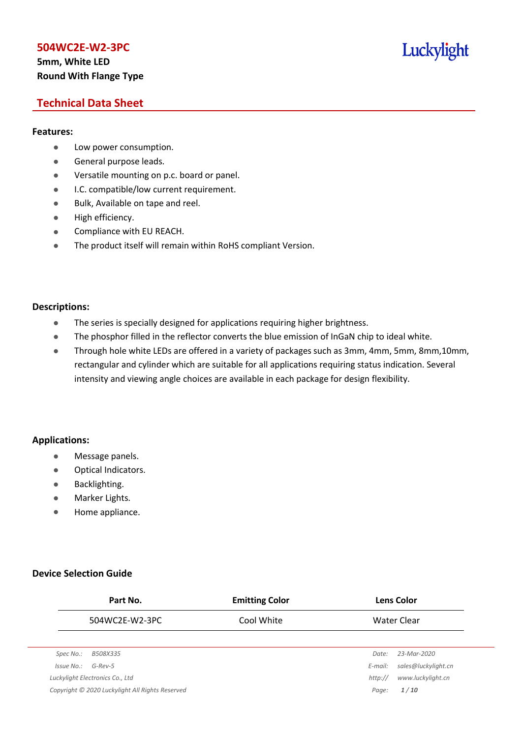# 504WC2E-W2-3PC

**5mm, White LED**
**Round With Flange Type**

## Technical Data Sheet

### Features:

- Low power consumption.
- General purpose leads.
- Versatile mounting on p.c. board or panel.
- I.C. compatible/low current requirement.
- Bulk, Available on tape and reel.
- High efficiency.
- Compliance with EU REACH.
- The product itself will remain within RoHS compliant Version.

### Descriptions:

- The series is specially designed for applications requiring higher brightness.
- The phosphor filled in the reflector converts the blue emission of InGaN chip to ideal white.
- Through hole white LEDs are offered in a variety of packages such as 3mm, 4mm, 5mm, 8mm,10mm, rectangular and cylinder which are suitable for all applications requiring status indication. Several intensity and viewing angle choices are available in each package for design flexibility.

### Applications:

- Message panels.
- Optical Indicators.
- Backlighting.
- Marker Lights.
- Home appliance.

### Device Selection Guide

| Part No. | Emitting Color | Lens Color |
| --- | --- | --- |
| 504WC2E-W2-3PC | Cool White | Water Clear |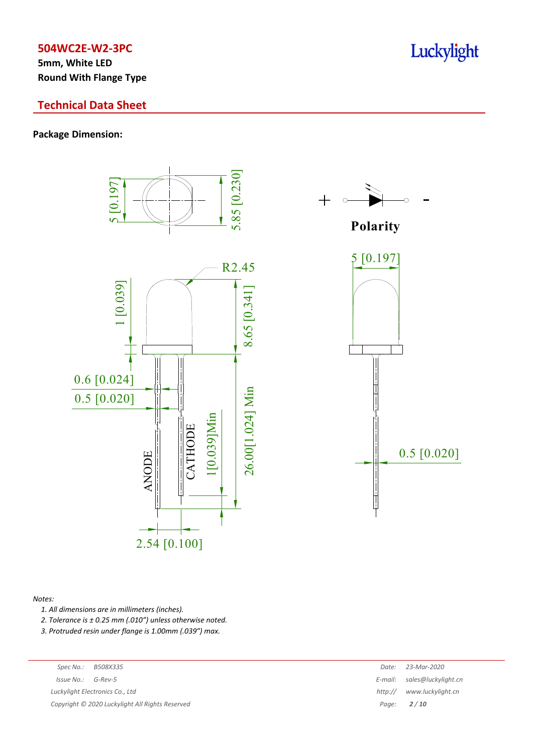## Package Dimension:

Polarity

*Notes:*

1. *All dimensions are in millimeters (inches).*
2. *Tolerance is ± 0.25 mm (.010") unless otherwise noted.*
3. *Protruded resin under flange is 1.00mm (.039") max.*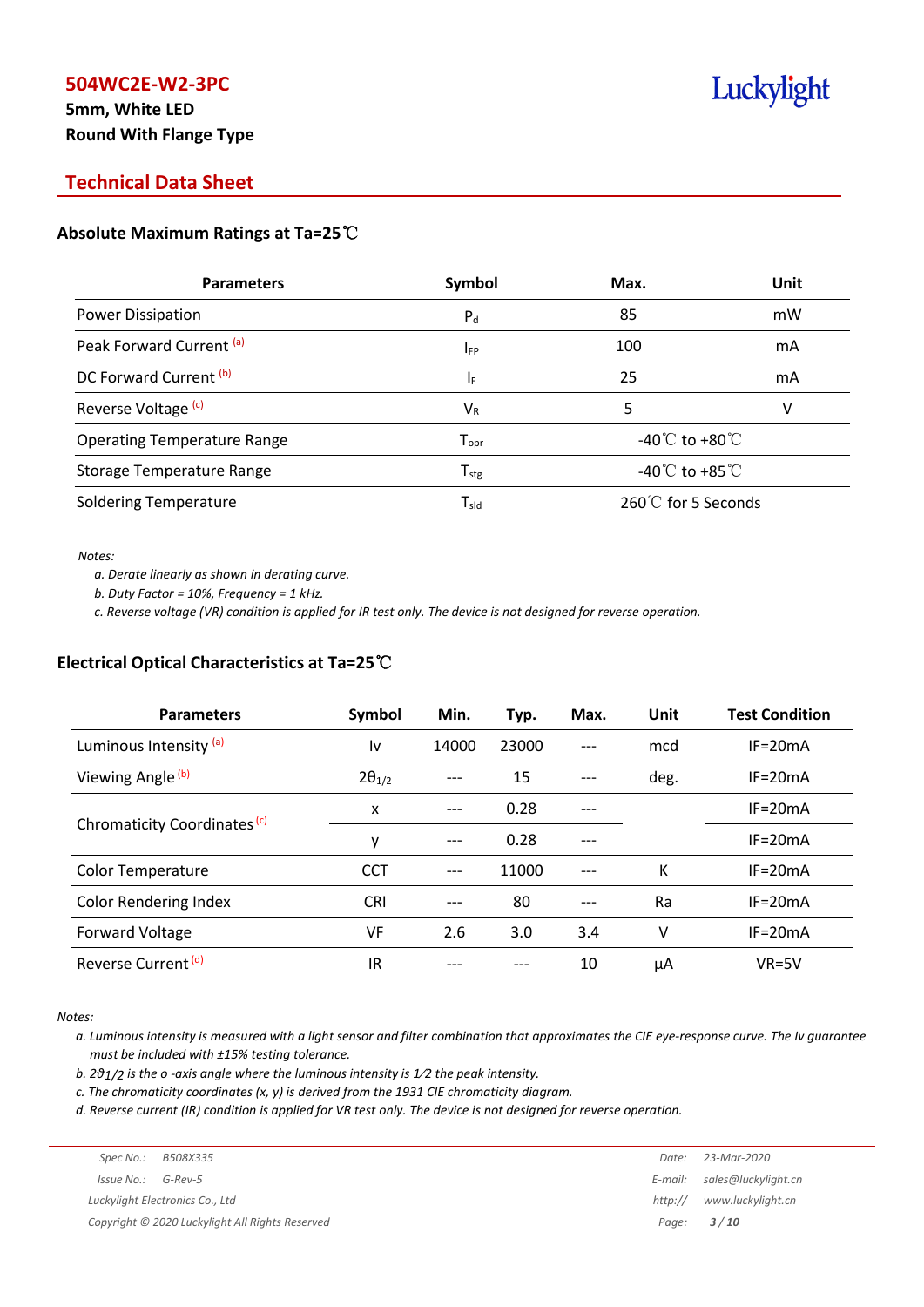# 504WC2E-W2-3PC

**5mm, White LED**
**Round With Flange Type**

## Technical Data Sheet

### Absolute Maximum Ratings at Ta=25℃

| Parameters | Symbol | Max. | Unit |
|---|---|---|---|
| Power Dissipation | $P_d$ | 85 | mW |
| Peak Forward Current [(a)] | $I_{FP}$ | 100 | mA |
| DC Forward Current [(b)] | $I_F$ | 25 | mA |
| Reverse Voltage [(c)] | $V_R$ | 5 | V |
| Operating Temperature Range | $T_{opr}$ | -40℃ to +80℃ | |
| Storage Temperature Range | $T_{stg}$ | -40℃ to +85℃ | |
| Soldering Temperature | $T_{sld}$ | 260℃ for 5 Seconds | |

*Notes:*

*a. Derate linearly as shown in derating curve.*

*b. Duty Factor = 10%, Frequency = 1 kHz.*

*c. Reverse voltage (VR) condition is applied for IR test only. The device is not designed for reverse operation.*

### Electrical Optical Characteristics at Ta=25℃

| Parameters | Symbol | Min. | Typ. | Max. | Unit | Test Condition |
|---|---|---|---|---|---|---|
| Luminous Intensity [(a)] | Iv | 14000 | 23000 | --- | mcd | IF=20mA |
| Viewing Angle [(b)] | $2\theta_{1/2}$ | --- | 15 | --- | deg. | IF=20mA |
| Chromaticity Coordinates [(c)] | x | --- | 0.28 | --- | | IF=20mA |
| | y | --- | 0.28 | --- | | IF=20mA |
| Color Temperature | CCT | --- | 11000 | --- | K | IF=20mA |
| Color Rendering Index | CRI | --- | 80 | --- | Ra | IF=20mA |
| Forward Voltage | VF | 2.6 | 3.0 | 3.4 | V | IF=20mA |
| Reverse Current [(d)] | IR | --- | --- | 10 | μA | VR=5V |

*Notes:*

*a. Luminous intensity is measured with a light sensor and filter combination that approximates the CIE eye-response curve. The Iv guarantee must be included with ±15% testing tolerance.*

*b. $2\vartheta_{1/2}$ is the o -axis angle where the luminous intensity is 1⁄2 the peak intensity.*

*c. The chromaticity coordinates (x, y) is derived from the 1931 CIE chromaticity diagram.*

*d. Reverse current (IR) condition is applied for VR test only. The device is not designed for reverse operation.*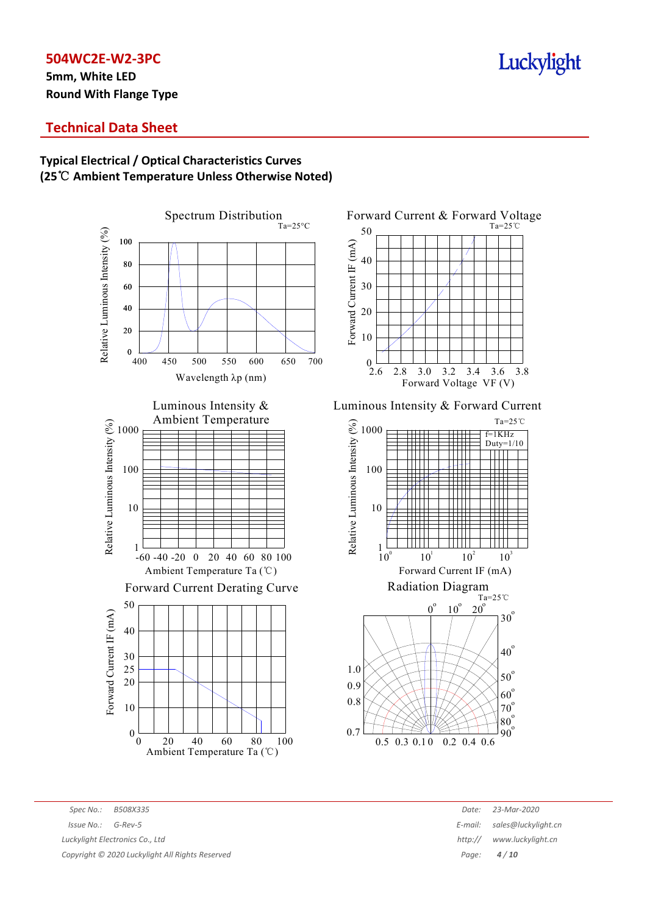**504WC2E-W2-3PC**

**5mm, White LED**

**Round With Flange Type**

## Technical Data Sheet

### Typical Electrical / Optical Characteristics Curves
### (25℃ Ambient Temperature Unless Otherwise Noted)

Spectrum Distribution
Ta=25°C
Relative Luminous Intensity (%)
100
80
60
40
20
0
400 450 500 550 600 650 700
Wavelength λp (nm)

Forward Current & Forward Voltage
Ta=25℃
Forward Current IF (mA)
50
40
30
20
10
0
2.6 2.8 3.0 3.2 3.4 3.6 3.8
Forward Voltage VF (V)

Luminous Intensity & Ambient Temperature
Relative Luminous Intensity (%)
1000
100
10
1
-60 -40 -20 0 20 40 60 80 100
Ambient Temperature Ta (℃)

Luminous Intensity & Forward Current
Ta=25℃
f=1KHz
Duty=1/10
Relative Luminous Intensity (%)
1000
100
10
1
$10^0$ $10^1$ $10^2$ $10^3$
Forward Current IF (mA)

Forward Current Derating Curve
Forward Current IF (mA)
50
40
30
25
20
10
0
0 20 40 60 80 100
Ambient Temperature Ta (℃)

Radiation Diagram
Ta=25℃
$0^o$ $10^o$ $20^o$ $30^o$ $40^o$ $50^o$ $60^o$ $70^o$ $80^o$ $90^o$
1.0
0.9
0.8
0.7
0.5 0.3 0.1 0 0.2 0.4 0.6

Spec No.: B508X335
Issue No.: G-Rev-5
Luckylight Electronics Co., Ltd
Copyright © 2020 Luckylight All Rights Reserved

Date: 23-Mar-2020
E-mail: sales@luckylight.cn
http:// www.luckylight.cn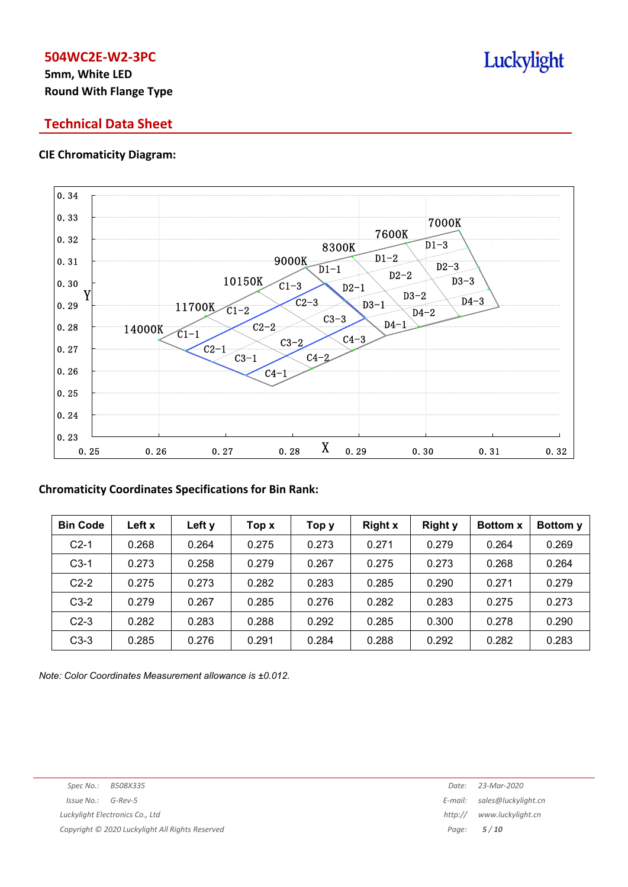## Technical Data Sheet

### CIE Chromaticity Diagram:

### Chromaticity Coordinates Specifications for Bin Rank:

| Bin Code | Left x | Left y | Top x | Top y | Right x | Right y | Bottom x | Bottom y |
|---|---|---|---|---|---|---|---|---|
| C2-1 | 0.268 | 0.264 | 0.275 | 0.273 | 0.271 | 0.279 | 0.264 | 0.269 |
| C3-1 | 0.273 | 0.258 | 0.279 | 0.267 | 0.275 | 0.273 | 0.268 | 0.264 |
| C2-2 | 0.275 | 0.273 | 0.282 | 0.283 | 0.285 | 0.290 | 0.271 | 0.279 |
| C3-2 | 0.279 | 0.267 | 0.285 | 0.276 | 0.282 | 0.283 | 0.275 | 0.273 |
| C2-3 | 0.282 | 0.283 | 0.288 | 0.292 | 0.285 | 0.300 | 0.278 | 0.290 |
| C3-3 | 0.285 | 0.276 | 0.291 | 0.284 | 0.288 | 0.292 | 0.282 | 0.283 |

*Note: Color Coordinates Measurement allowance is ±0.012.*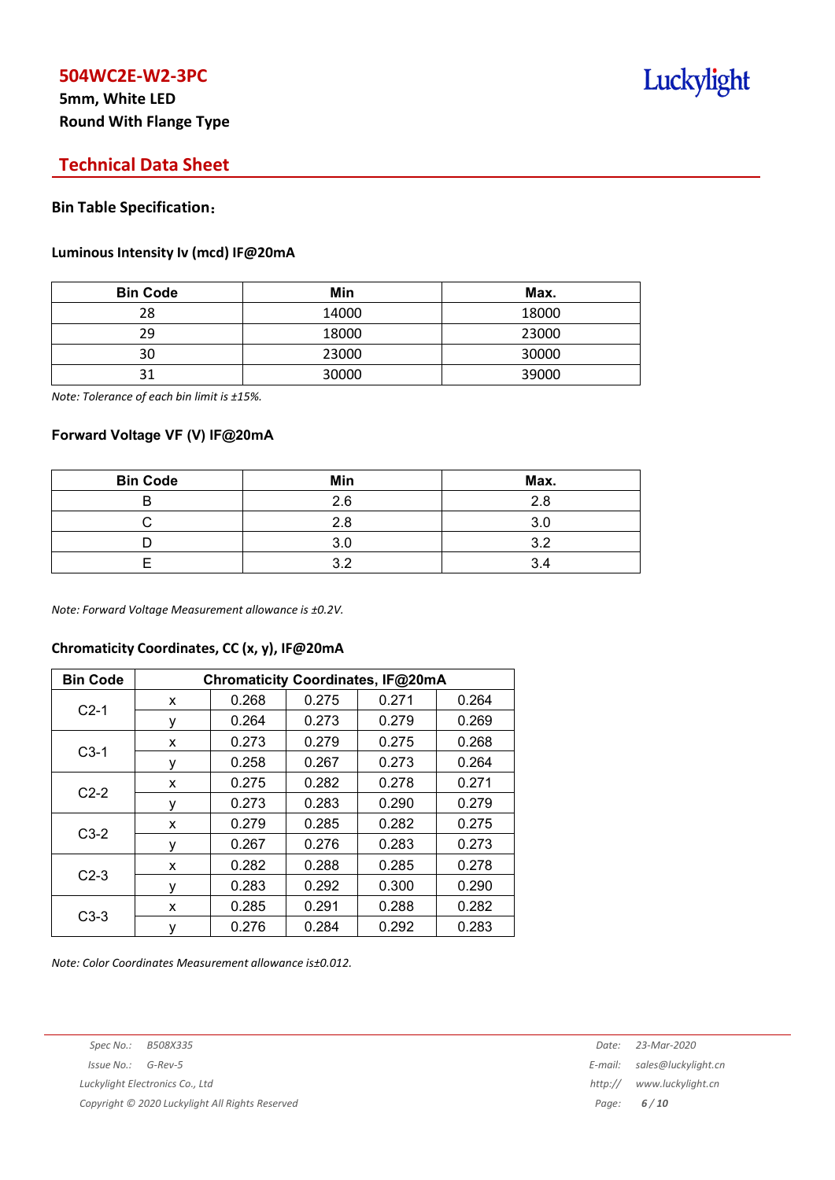# 504WC2E-W2-3PC

**5mm, White LED**
**Round With Flange Type**

## Technical Data Sheet

### Bin Table Specification：

#### Luminous Intensity Iv (mcd) IF@20mA

| Bin Code | Min | Max. |
|---|---|---|
| 28 | 14000 | 18000 |
| 29 | 18000 | 23000 |
| 30 | 23000 | 30000 |
| 31 | 30000 | 39000 |

*Note: Tolerance of each bin limit is ±15%.*

#### Forward Voltage VF (V) IF@20mA

| Bin Code | Min | Max. |
|---|---|---|
| B | 2.6 | 2.8 |
| C | 2.8 | 3.0 |
| D | 3.0 | 3.2 |
| E | 3.2 | 3.4 |

*Note: Forward Voltage Measurement allowance is ±0.2V.*

#### Chromaticity Coordinates, CC (x, y), IF@20mA

| Bin Code | Chromaticity Coordinates, IF@20mA | | | | |
|---|---|---|---|---|---|
| C2-1 | x | 0.268 | 0.275 | 0.271 | 0.264 |
| | y | 0.264 | 0.273 | 0.279 | 0.269 |
| C3-1 | x | 0.273 | 0.279 | 0.275 | 0.268 |
| | y | 0.258 | 0.267 | 0.273 | 0.264 |
| C2-2 | x | 0.275 | 0.282 | 0.278 | 0.271 |
| | y | 0.273 | 0.283 | 0.290 | 0.279 |
| C3-2 | x | 0.279 | 0.285 | 0.282 | 0.275 |
| | y | 0.267 | 0.276 | 0.283 | 0.273 |
| C2-3 | x | 0.282 | 0.288 | 0.285 | 0.278 |
| | y | 0.283 | 0.292 | 0.300 | 0.290 |
| C3-3 | x | 0.285 | 0.291 | 0.288 | 0.282 |
| | y | 0.276 | 0.284 | 0.292 | 0.283 |

*Note: Color Coordinates Measurement allowance is±0.012.*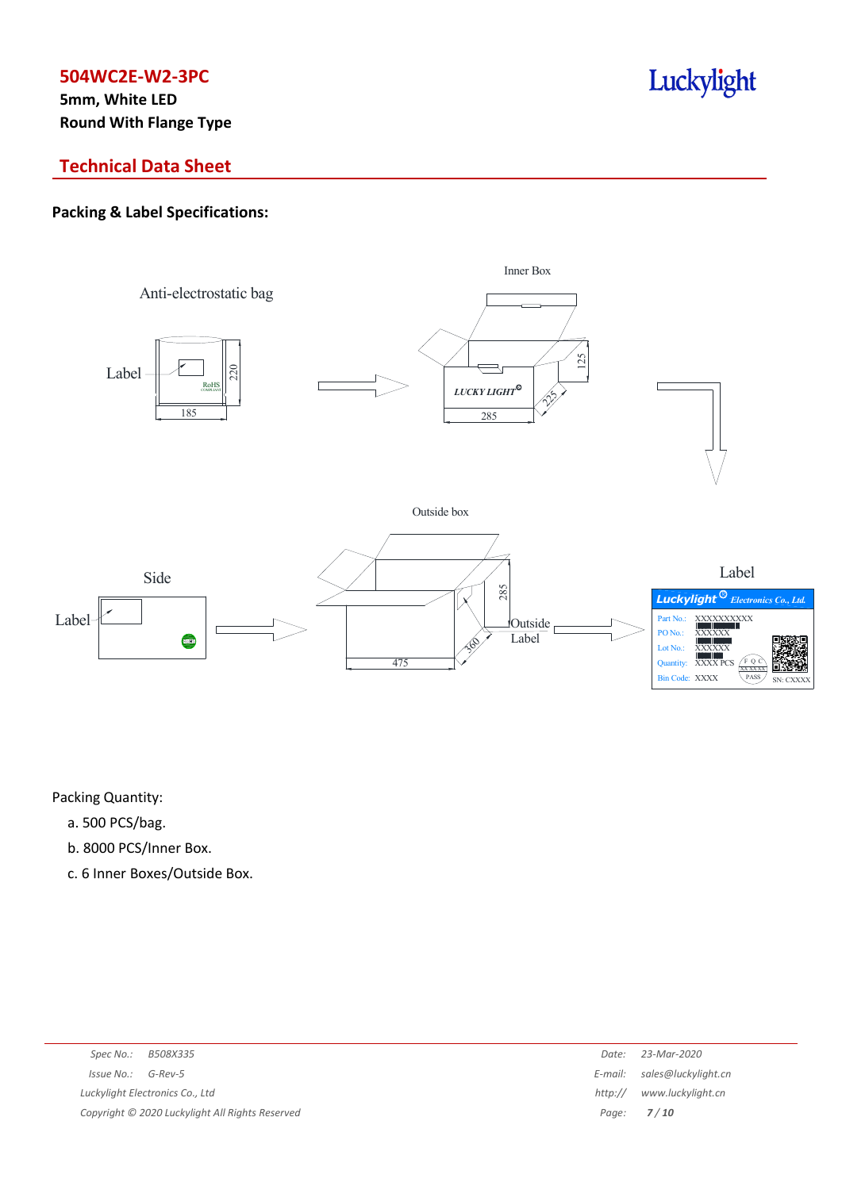## Packing & Label Specifications:

Anti-electrostatic bag

Label

185

220

Inner Box

LUCKY LIGHT

285

225

125

Outside box

Side

Label

475

360

285

Outside Label

Label

Luckylight Electronics Co., Ltd.

Part No.: XXXXXXXXXX

PO No.: XXXXXX

Lot No.: XXXXXX

Quantity: XXXX PCS

Bin Code: XXXX

SN: CXXXX

Packing Quantity:

a. 500 PCS/bag.

b. 8000 PCS/Inner Box.

c. 6 Inner Boxes/Outside Box.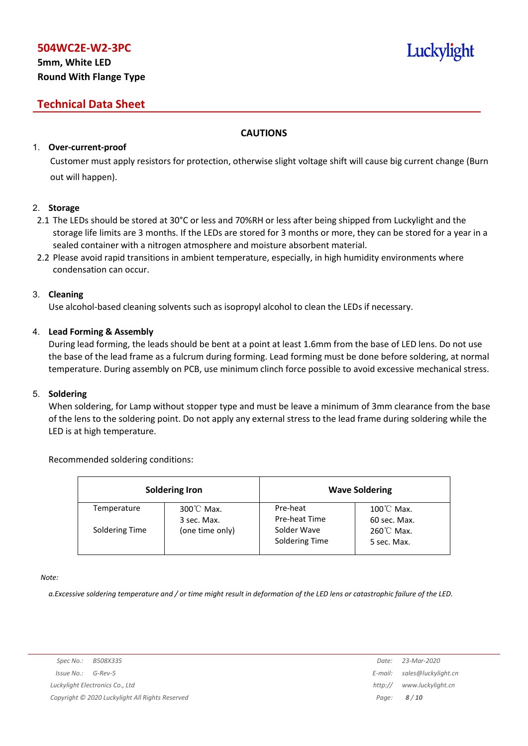# CAUTIONS

1. **Over-current-proof**

   Customer must apply resistors for protection, otherwise slight voltage shift will cause big current change (Burn out will happen).

2. **Storage**

   2.1 The LEDs should be stored at 30°C or less and 70%RH or less after being shipped from Luckylight and the storage life limits are 3 months. If the LEDs are stored for 3 months or more, they can be stored for a year in a sealed container with a nitrogen atmosphere and moisture absorbent material.

   2.2 Please avoid rapid transitions in ambient temperature, especially, in high humidity environments where condensation can occur.

3. **Cleaning**

   Use alcohol-based cleaning solvents such as isopropyl alcohol to clean the LEDs if necessary.

4. **Lead Forming & Assembly**

   During lead forming, the leads should be bent at a point at least 1.6mm from the base of LED lens. Do not use the base of the lead frame as a fulcrum during forming. Lead forming must be done before soldering, at normal temperature. During assembly on PCB, use minimum clinch force possible to avoid excessive mechanical stress.

5. **Soldering**

   When soldering, for Lamp without stopper type and must be leave a minimum of 3mm clearance from the base of the lens to the soldering point. Do not apply any external stress to the lead frame during soldering while the LED is at high temperature.

   Recommended soldering conditions:

| Soldering Iron | | Wave Soldering | |
|---|---|---|---|
| Temperature<br>Soldering Time | 300℃ Max.<br>3 sec. Max.<br>(one time only) | Pre-heat<br>Pre-heat Time<br>Solder Wave<br>Soldering Time | 100℃ Max.<br>60 sec. Max.<br>260℃ Max.<br>5 sec. Max. |

*Note:*

*a.Excessive soldering temperature and / or time might result in deformation of the LED lens or catastrophic failure of the LED.*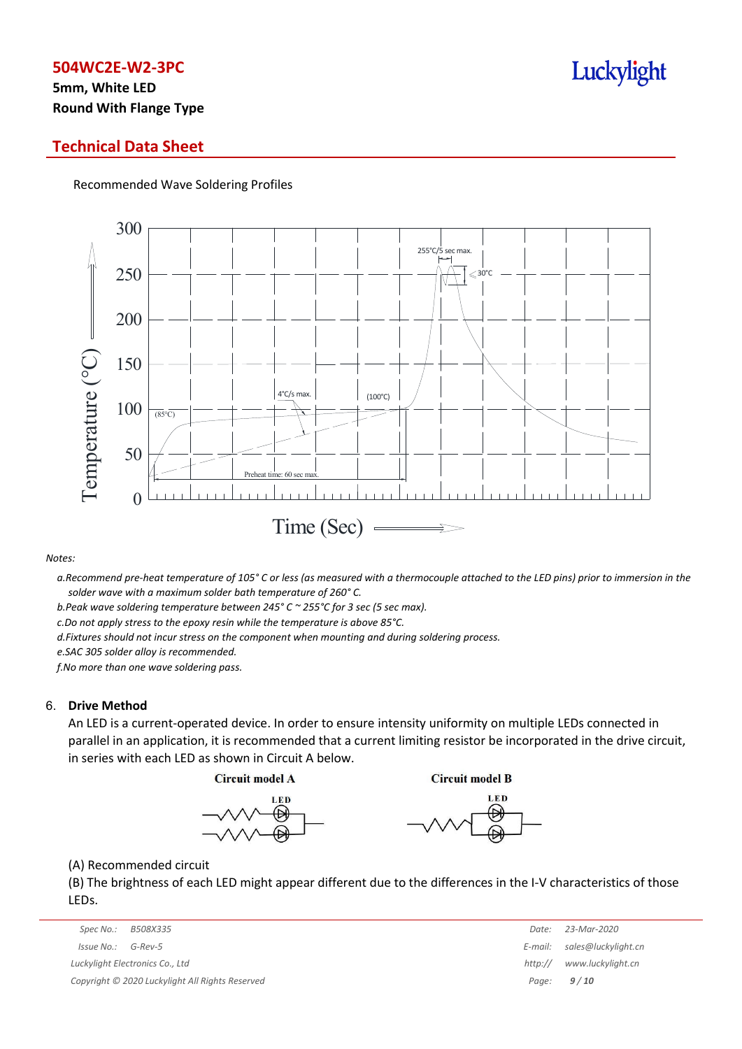Recommended Wave Soldering Profiles

*Notes:*

*a.Recommend pre-heat temperature of 105° C or less (as measured with a thermocouple attached to the LED pins) prior to immersion in the solder wave with a maximum solder bath temperature of 260° C.*

*b.Peak wave soldering temperature between 245° C ~ 255°C for 3 sec (5 sec max).*

*c.Do not apply stress to the epoxy resin while the temperature is above 85°C.*

*d.Fixtures should not incur stress on the component when mounting and during soldering process.*

*e.SAC 305 solder alloy is recommended.*

*f.No more than one wave soldering pass.*

## 6. Drive Method

An LED is a current-operated device. In order to ensure intensity uniformity on multiple LEDs connected in parallel in an application, it is recommended that a current limiting resistor be incorporated in the drive circuit, in series with each LED as shown in Circuit A below.

(A) Recommended circuit

(B) The brightness of each LED might appear different due to the differences in the I-V characteristics of those LEDs.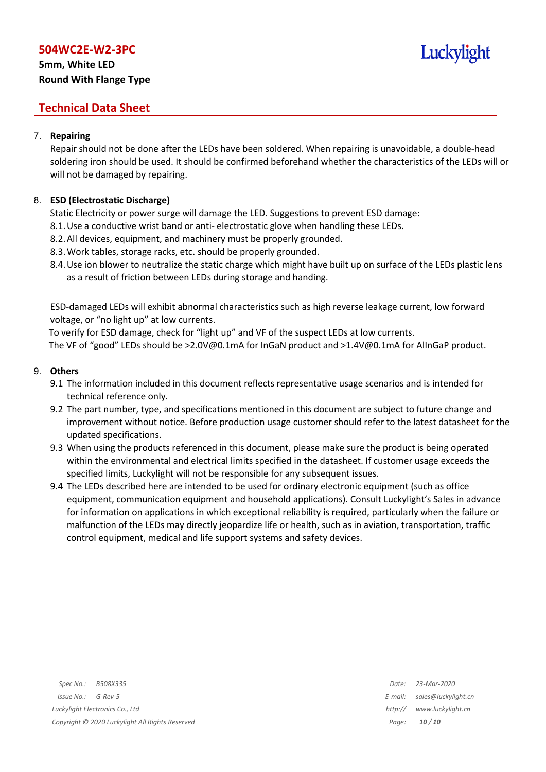## 7. Repairing

Repair should not be done after the LEDs have been soldered. When repairing is unavoidable, a double-head soldering iron should be used. It should be confirmed beforehand whether the characteristics of the LEDs will or will not be damaged by repairing.

## 8. ESD (Electrostatic Discharge)

Static Electricity or power surge will damage the LED. Suggestions to prevent ESD damage:

8.1. Use a conductive wrist band or anti- electrostatic glove when handling these LEDs.

8.2. All devices, equipment, and machinery must be properly grounded.

8.3. Work tables, storage racks, etc. should be properly grounded.

8.4. Use ion blower to neutralize the static charge which might have built up on surface of the LEDs plastic lens as a result of friction between LEDs during storage and handing.

ESD-damaged LEDs will exhibit abnormal characteristics such as high reverse leakage current, low forward voltage, or "no light up" at low currents.

To verify for ESD damage, check for "light up" and VF of the suspect LEDs at low currents.

The VF of "good" LEDs should be >2.0V@0.1mA for InGaN product and >1.4V@0.1mA for AlInGaP product.

## 9. Others

9.1 The information included in this document reflects representative usage scenarios and is intended for technical reference only.

9.2 The part number, type, and specifications mentioned in this document are subject to future change and improvement without notice. Before production usage customer should refer to the latest datasheet for the updated specifications.

9.3 When using the products referenced in this document, please make sure the product is being operated within the environmental and electrical limits specified in the datasheet. If customer usage exceeds the specified limits, Luckylight will not be responsible for any subsequent issues.

9.4 The LEDs described here are intended to be used for ordinary electronic equipment (such as office equipment, communication equipment and household applications). Consult Luckylight's Sales in advance for information on applications in which exceptional reliability is required, particularly when the failure or malfunction of the LEDs may directly jeopardize life or health, such as in aviation, transportation, traffic control equipment, medical and life support systems and safety devices.